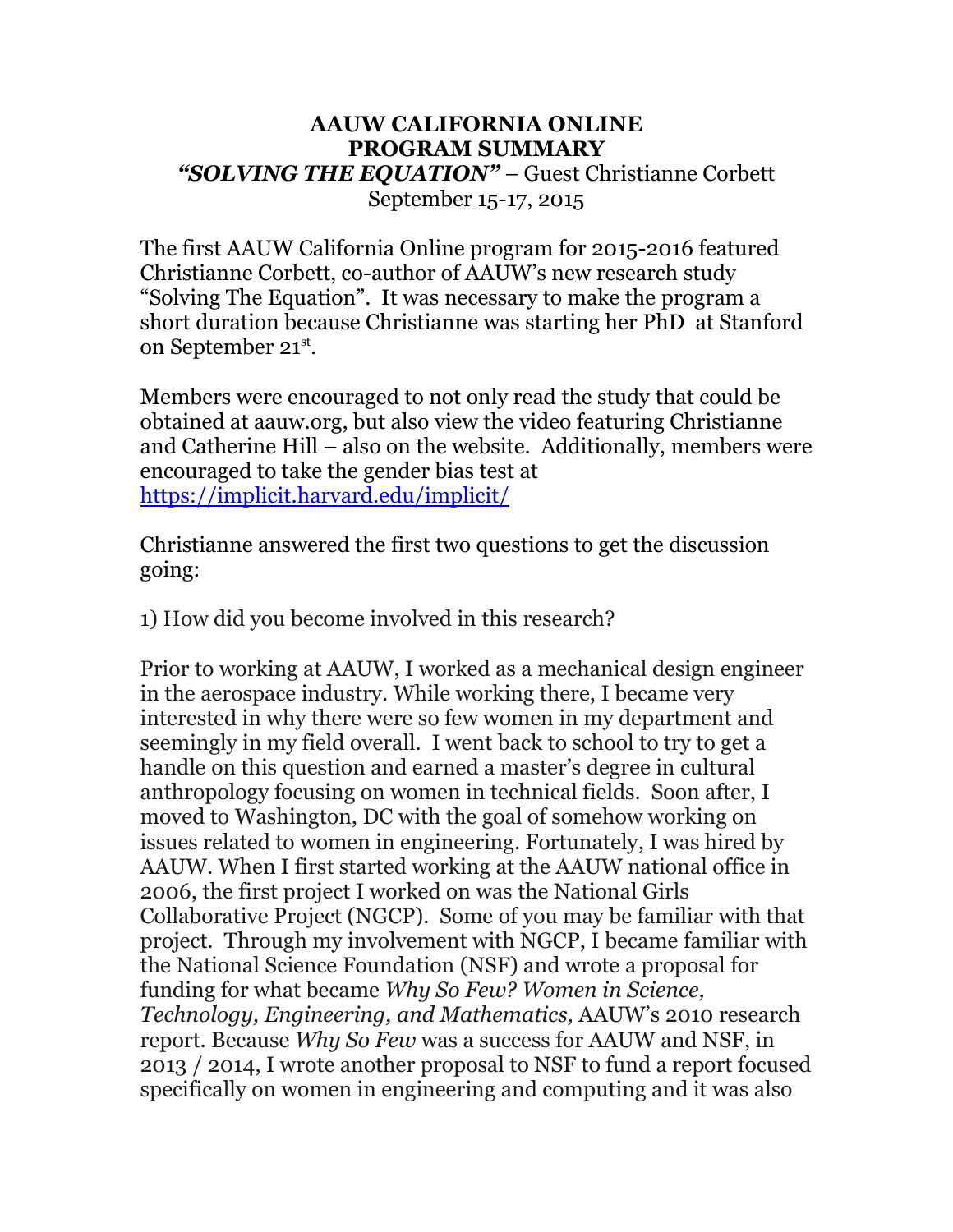**AAUW CALIFORNIA ONLINE**
**PROGRAM SUMMARY**
***"SOLVING THE EQUATION"*** – Guest Christianne Corbett
September 15-17, 2015

The first AAUW California Online program for 2015-2016 featured Christianne Corbett, co-author of AAUW's new research study "Solving The Equation". It was necessary to make the program a short duration because Christianne was starting her PhD at Stanford on September 21st.

Members were encouraged to not only read the study that could be obtained at aauw.org, but also view the video featuring Christianne and Catherine Hill – also on the website. Additionally, members were encouraged to take the gender bias test at https://implicit.harvard.edu/implicit/

Christianne answered the first two questions to get the discussion going:

1) How did you become involved in this research?

Prior to working at AAUW, I worked as a mechanical design engineer in the aerospace industry. While working there, I became very interested in why there were so few women in my department and seemingly in my field overall. I went back to school to try to get a handle on this question and earned a master's degree in cultural anthropology focusing on women in technical fields. Soon after, I moved to Washington, DC with the goal of somehow working on issues related to women in engineering. Fortunately, I was hired by AAUW. When I first started working at the AAUW national office in 2006, the first project I worked on was the National Girls Collaborative Project (NGCP). Some of you may be familiar with that project. Through my involvement with NGCP, I became familiar with the National Science Foundation (NSF) and wrote a proposal for funding for what became *Why So Few? Women in Science, Technology, Engineering, and Mathematics,* AAUW's 2010 research report. Because *Why So Few* was a success for AAUW and NSF, in 2013 / 2014, I wrote another proposal to NSF to fund a report focused specifically on women in engineering and computing and it was also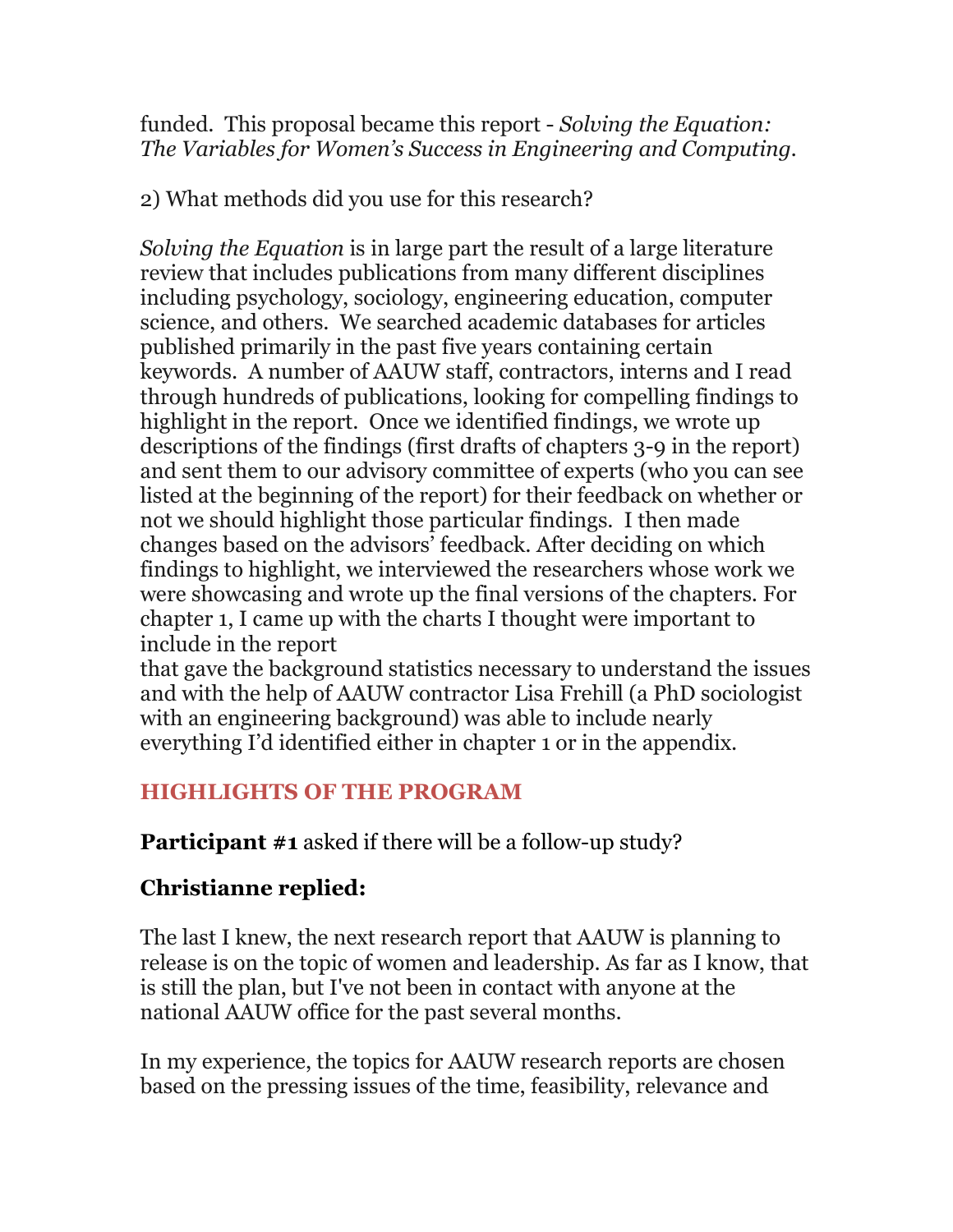funded. This proposal became this report - *Solving the Equation: The Variables for Women's Success in Engineering and Computing*.

2) What methods did you use for this research?

*Solving the Equation* is in large part the result of a large literature review that includes publications from many different disciplines including psychology, sociology, engineering education, computer science, and others. We searched academic databases for articles published primarily in the past five years containing certain keywords. A number of AAUW staff, contractors, interns and I read through hundreds of publications, looking for compelling findings to highlight in the report. Once we identified findings, we wrote up descriptions of the findings (first drafts of chapters 3-9 in the report) and sent them to our advisory committee of experts (who you can see listed at the beginning of the report) for their feedback on whether or not we should highlight those particular findings. I then made changes based on the advisors' feedback. After deciding on which findings to highlight, we interviewed the researchers whose work we were showcasing and wrote up the final versions of the chapters. For chapter 1, I came up with the charts I thought were important to include in the report
that gave the background statistics necessary to understand the issues and with the help of AAUW contractor Lisa Frehill (a PhD sociologist with an engineering background) was able to include nearly everything I'd identified either in chapter 1 or in the appendix.

## HIGHLIGHTS OF THE PROGRAM

**Participant #1** asked if there will be a follow-up study?

### Christianne replied:

The last I knew, the next research report that AAUW is planning to release is on the topic of women and leadership. As far as I know, that is still the plan, but I've not been in contact with anyone at the national AAUW office for the past several months.

In my experience, the topics for AAUW research reports are chosen based on the pressing issues of the time, feasibility, relevance and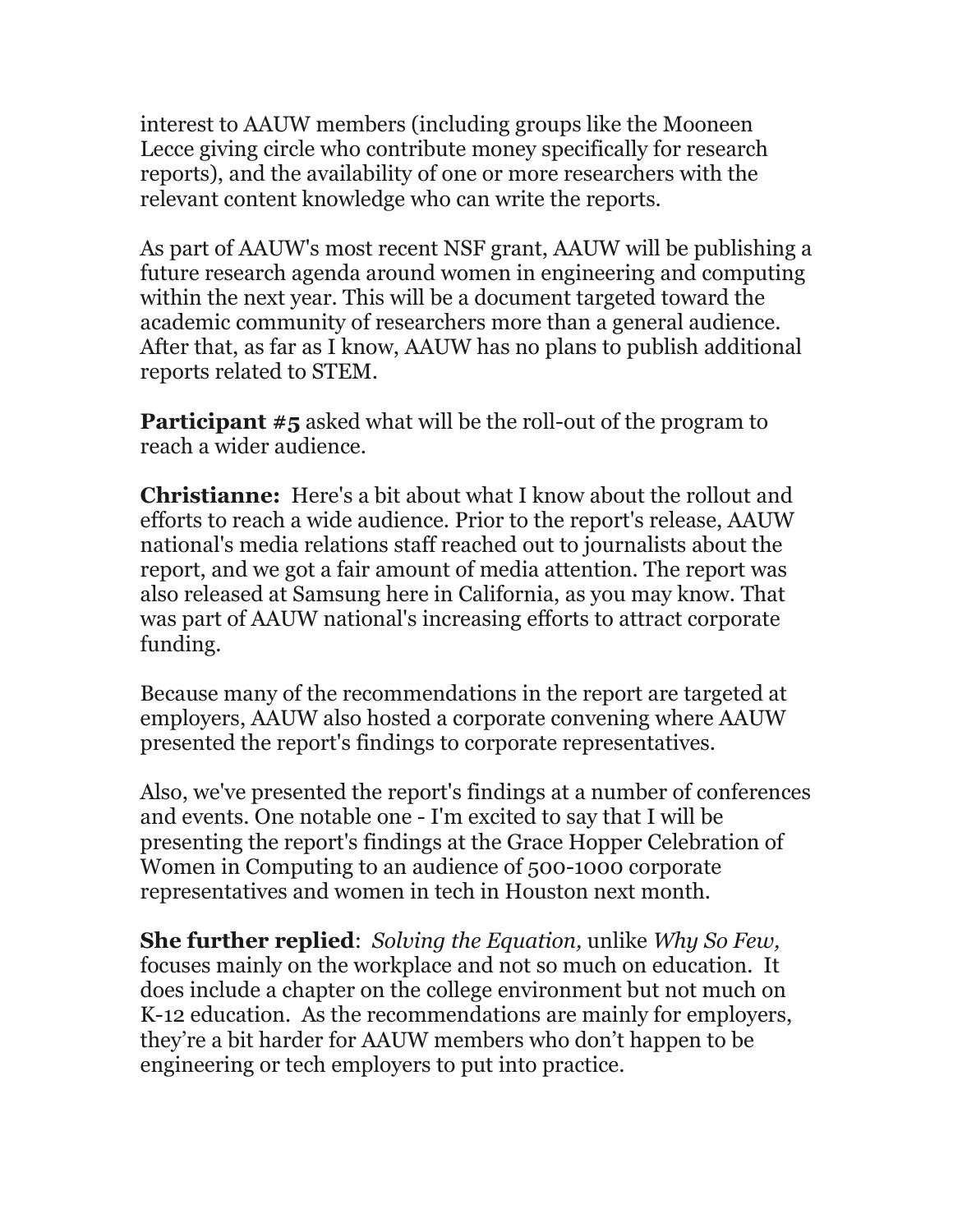interest to AAUW members (including groups like the Mooneen Lecce giving circle who contribute money specifically for research reports), and the availability of one or more researchers with the relevant content knowledge who can write the reports.

As part of AAUW's most recent NSF grant, AAUW will be publishing a future research agenda around women in engineering and computing within the next year. This will be a document targeted toward the academic community of researchers more than a general audience. After that, as far as I know, AAUW has no plans to publish additional reports related to STEM.

**Participant #5** asked what will be the roll-out of the program to reach a wider audience.

**Christianne:** Here's a bit about what I know about the rollout and efforts to reach a wide audience. Prior to the report's release, AAUW national's media relations staff reached out to journalists about the report, and we got a fair amount of media attention. The report was also released at Samsung here in California, as you may know. That was part of AAUW national's increasing efforts to attract corporate funding.

Because many of the recommendations in the report are targeted at employers, AAUW also hosted a corporate convening where AAUW presented the report's findings to corporate representatives.

Also, we've presented the report's findings at a number of conferences and events. One notable one - I'm excited to say that I will be presenting the report's findings at the Grace Hopper Celebration of Women in Computing to an audience of 500-1000 corporate representatives and women in tech in Houston next month.

**She further replied**: *Solving the Equation,* unlike *Why So Few,* focuses mainly on the workplace and not so much on education. It does include a chapter on the college environment but not much on K-12 education. As the recommendations are mainly for employers, they're a bit harder for AAUW members who don't happen to be engineering or tech employers to put into practice.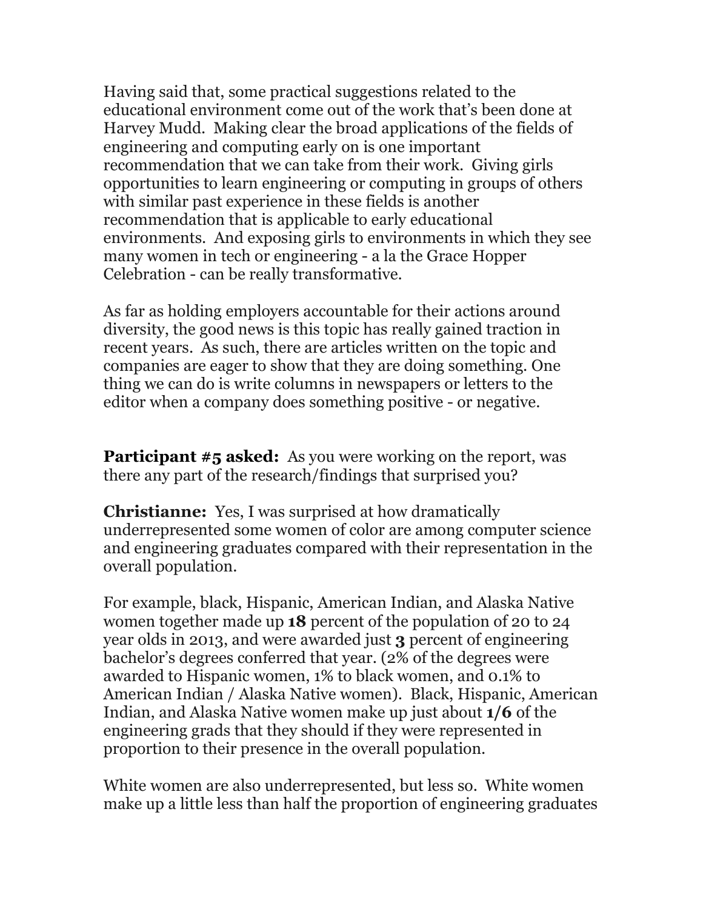Having said that, some practical suggestions related to the educational environment come out of the work that's been done at Harvey Mudd. Making clear the broad applications of the fields of engineering and computing early on is one important recommendation that we can take from their work. Giving girls opportunities to learn engineering or computing in groups of others with similar past experience in these fields is another recommendation that is applicable to early educational environments. And exposing girls to environments in which they see many women in tech or engineering - a la the Grace Hopper Celebration - can be really transformative.

As far as holding employers accountable for their actions around diversity, the good news is this topic has really gained traction in recent years. As such, there are articles written on the topic and companies are eager to show that they are doing something. One thing we can do is write columns in newspapers or letters to the editor when a company does something positive - or negative.

**Participant #5 asked:** As you were working on the report, was there any part of the research/findings that surprised you?

**Christianne:** Yes, I was surprised at how dramatically underrepresented some women of color are among computer science and engineering graduates compared with their representation in the overall population.

For example, black, Hispanic, American Indian, and Alaska Native women together made up **18** percent of the population of 20 to 24 year olds in 2013, and were awarded just **3** percent of engineering bachelor's degrees conferred that year. (2% of the degrees were awarded to Hispanic women, 1% to black women, and 0.1% to American Indian / Alaska Native women). Black, Hispanic, American Indian, and Alaska Native women make up just about **1/6** of the engineering grads that they should if they were represented in proportion to their presence in the overall population.

White women are also underrepresented, but less so. White women make up a little less than half the proportion of engineering graduates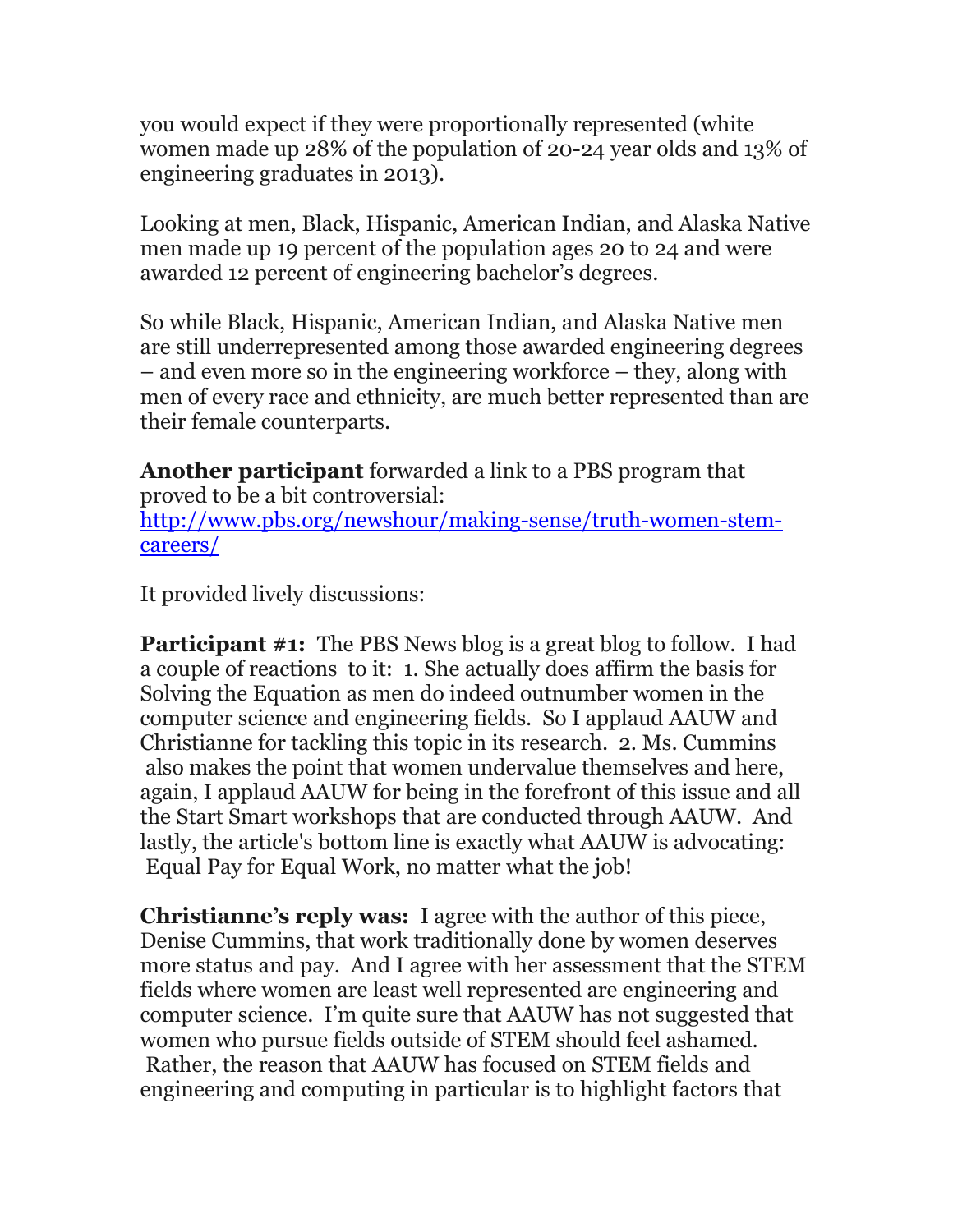you would expect if they were proportionally represented (white women made up 28% of the population of 20-24 year olds and 13% of engineering graduates in 2013).

Looking at men, Black, Hispanic, American Indian, and Alaska Native men made up 19 percent of the population ages 20 to 24 and were awarded 12 percent of engineering bachelor's degrees.

So while Black, Hispanic, American Indian, and Alaska Native men are still underrepresented among those awarded engineering degrees – and even more so in the engineering workforce – they, along with men of every race and ethnicity, are much better represented than are their female counterparts.

**Another participant** forwarded a link to a PBS program that proved to be a bit controversial: [http://www.pbs.org/newshour/making-sense/truth-women-stem-careers/](http://www.pbs.org/newshour/making-sense/truth-women-stem-careers/)

It provided lively discussions:

**Participant #1:** The PBS News blog is a great blog to follow. I had a couple of reactions to it: 1. She actually does affirm the basis for Solving the Equation as men do indeed outnumber women in the computer science and engineering fields. So I applaud AAUW and Christianne for tackling this topic in its research. 2. Ms. Cummins also makes the point that women undervalue themselves and here, again, I applaud AAUW for being in the forefront of this issue and all the Start Smart workshops that are conducted through AAUW. And lastly, the article's bottom line is exactly what AAUW is advocating: Equal Pay for Equal Work, no matter what the job!

**Christianne's reply was:** I agree with the author of this piece, Denise Cummins, that work traditionally done by women deserves more status and pay. And I agree with her assessment that the STEM fields where women are least well represented are engineering and computer science. I'm quite sure that AAUW has not suggested that women who pursue fields outside of STEM should feel ashamed. Rather, the reason that AAUW has focused on STEM fields and engineering and computing in particular is to highlight factors that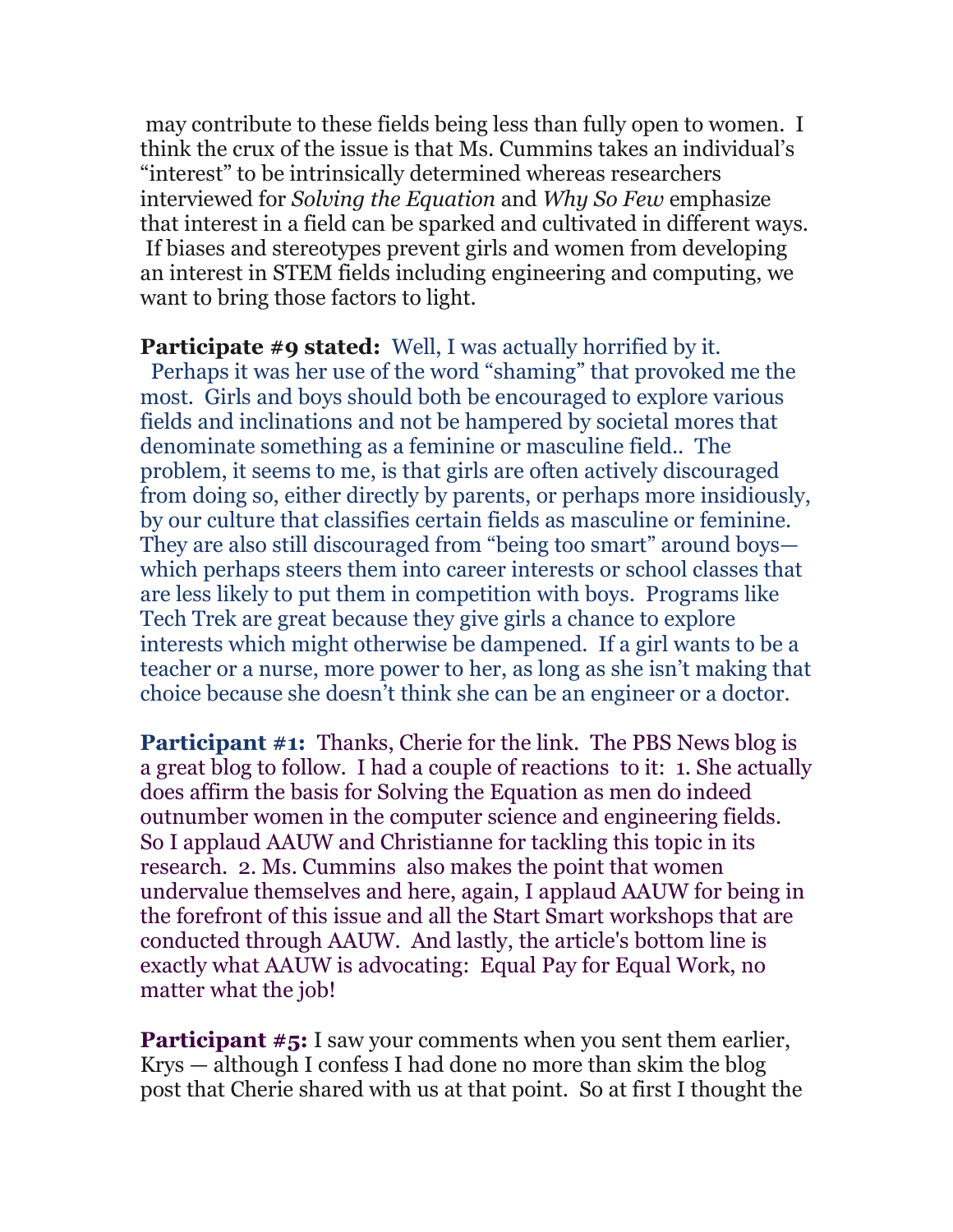may contribute to these fields being less than fully open to women. I think the crux of the issue is that Ms. Cummins takes an individual's "interest" to be intrinsically determined whereas researchers interviewed for *Solving the Equation* and *Why So Few* emphasize that interest in a field can be sparked and cultivated in different ways. If biases and stereotypes prevent girls and women from developing an interest in STEM fields including engineering and computing, we want to bring those factors to light.

**Participate #9 stated:** Well, I was actually horrified by it. Perhaps it was her use of the word "shaming" that provoked me the most. Girls and boys should both be encouraged to explore various fields and inclinations and not be hampered by societal mores that denominate something as a feminine or masculine field.. The problem, it seems to me, is that girls are often actively discouraged from doing so, either directly by parents, or perhaps more insidiously, by our culture that classifies certain fields as masculine or feminine. They are also still discouraged from "being too smart" around boys—which perhaps steers them into career interests or school classes that are less likely to put them in competition with boys. Programs like Tech Trek are great because they give girls a chance to explore interests which might otherwise be dampened. If a girl wants to be a teacher or a nurse, more power to her, as long as she isn't making that choice because she doesn't think she can be an engineer or a doctor.

**Participant #1:** Thanks, Cherie for the link. The PBS News blog is a great blog to follow. I had a couple of reactions to it: 1. She actually does affirm the basis for Solving the Equation as men do indeed outnumber women in the computer science and engineering fields. So I applaud AAUW and Christianne for tackling this topic in its research. 2. Ms. Cummins also makes the point that women undervalue themselves and here, again, I applaud AAUW for being in the forefront of this issue and all the Start Smart workshops that are conducted through AAUW. And lastly, the article's bottom line is exactly what AAUW is advocating: Equal Pay for Equal Work, no matter what the job!

**Participant #5:** I saw your comments when you sent them earlier, Krys — although I confess I had done no more than skim the blog post that Cherie shared with us at that point. So at first I thought the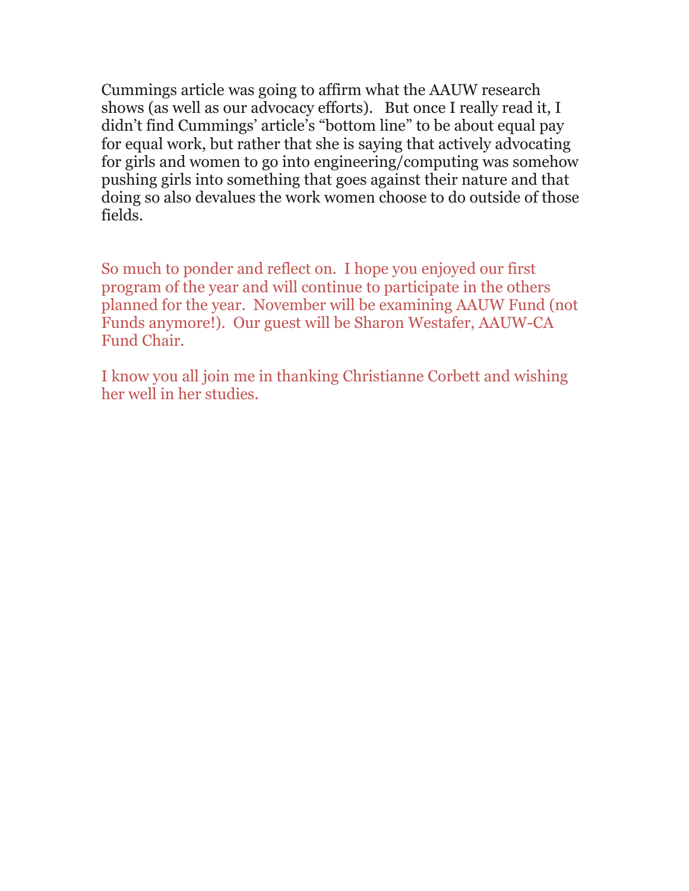Cummings article was going to affirm what the AAUW research shows (as well as our advocacy efforts). But once I really read it, I didn't find Cummings' article's "bottom line" to be about equal pay for equal work, but rather that she is saying that actively advocating for girls and women to go into engineering/computing was somehow pushing girls into something that goes against their nature and that doing so also devalues the work women choose to do outside of those fields.

So much to ponder and reflect on. I hope you enjoyed our first program of the year and will continue to participate in the others planned for the year. November will be examining AAUW Fund (not Funds anymore!). Our guest will be Sharon Westafer, AAUW-CA Fund Chair.

I know you all join me in thanking Christianne Corbett and wishing her well in her studies.